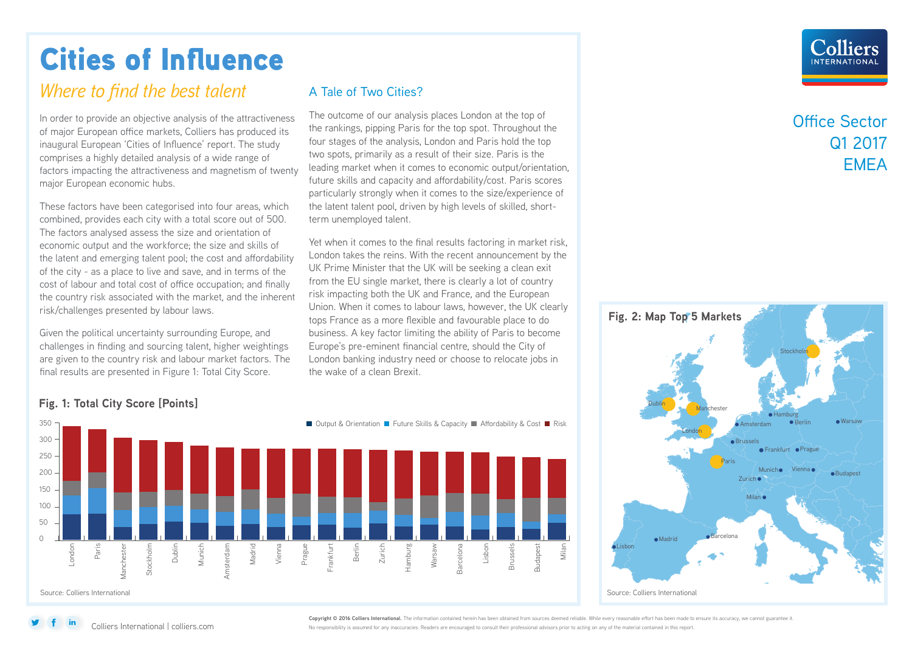# Cities of Influence

## *Where to find the best talent*

Office Sector
Q1 2017
EMEA

In order to provide an objective analysis of the attractiveness of major European office markets, Colliers has produced its inaugural European 'Cities of Influence' report. The study comprises a highly detailed analysis of a wide range of factors impacting the attractiveness and magnetism of twenty major European economic hubs.

These factors have been categorised into four areas, which combined, provides each city with a total score out of 500. The factors analysed assess the size and orientation of economic output and the workforce; the size and skills of the latent and emerging talent pool; the cost and affordability of the city - as a place to live and save, and in terms of the cost of labour and total cost of office occupation; and finally the country risk associated with the market, and the inherent risk/challenges presented by labour laws.

Given the political uncertainty surrounding Europe, and challenges in finding and sourcing talent, higher weightings are given to the country risk and labour market factors. The final results are presented in Figure 1: Total City Score.

## A Tale of Two Cities?

The outcome of our analysis places London at the top of the rankings, pipping Paris for the top spot. Throughout the four stages of the analysis, London and Paris hold the top two spots, primarily as a result of their size. Paris is the leading market when it comes to economic output/orientation, future skills and capacity and affordability/cost. Paris scores particularly strongly when it comes to the size/experience of the latent talent pool, driven by high levels of skilled, short-term unemployed talent.

Yet when it comes to the final results factoring in market risk, London takes the reins. With the recent announcement by the UK Prime Minister that the UK will be seeking a clean exit from the EU single market, there is clearly a lot of country risk impacting both the UK and France, and the European Union. When it comes to labour laws, however, the UK clearly tops France as a more flexible and favourable place to do business. A key factor limiting the ability of Paris to become Europe's pre-eminent financial centre, should the City of London banking industry need or choose to relocate jobs in the wake of a clean Brexit.

### Fig. 1: Total City Score [Points]

Legend: Output & Orientation, Future Skills & Capacity, Affordability & Cost, Risk

Cities (in order): London, Paris, Manchester, Stockholm, Dublin, Munich, Amsterdam, Madrid, Vienna, Prague, Frankfurt, Berlin, Zurich, Hamburg, Warsaw, Barcelona, Lisbon, Brussels, Budapest, Milan

Source: Colliers International

### Fig. 2: Map Top 5 Markets

Top 5 markets highlighted: London, Paris, Manchester, Stockholm, Dublin

Source: Colliers International

**Copyright © 2016 Colliers International.** The information contained herein has been obtained from sources deemed reliable. While every reasonable effort has been made to ensure its accuracy, we cannot guarantee it. No responsibility is assumed for any inaccuracies. Readers are encouraged to consult their professional advisors prior to acting on any of the material contained in this report.

Colliers International | colliers.com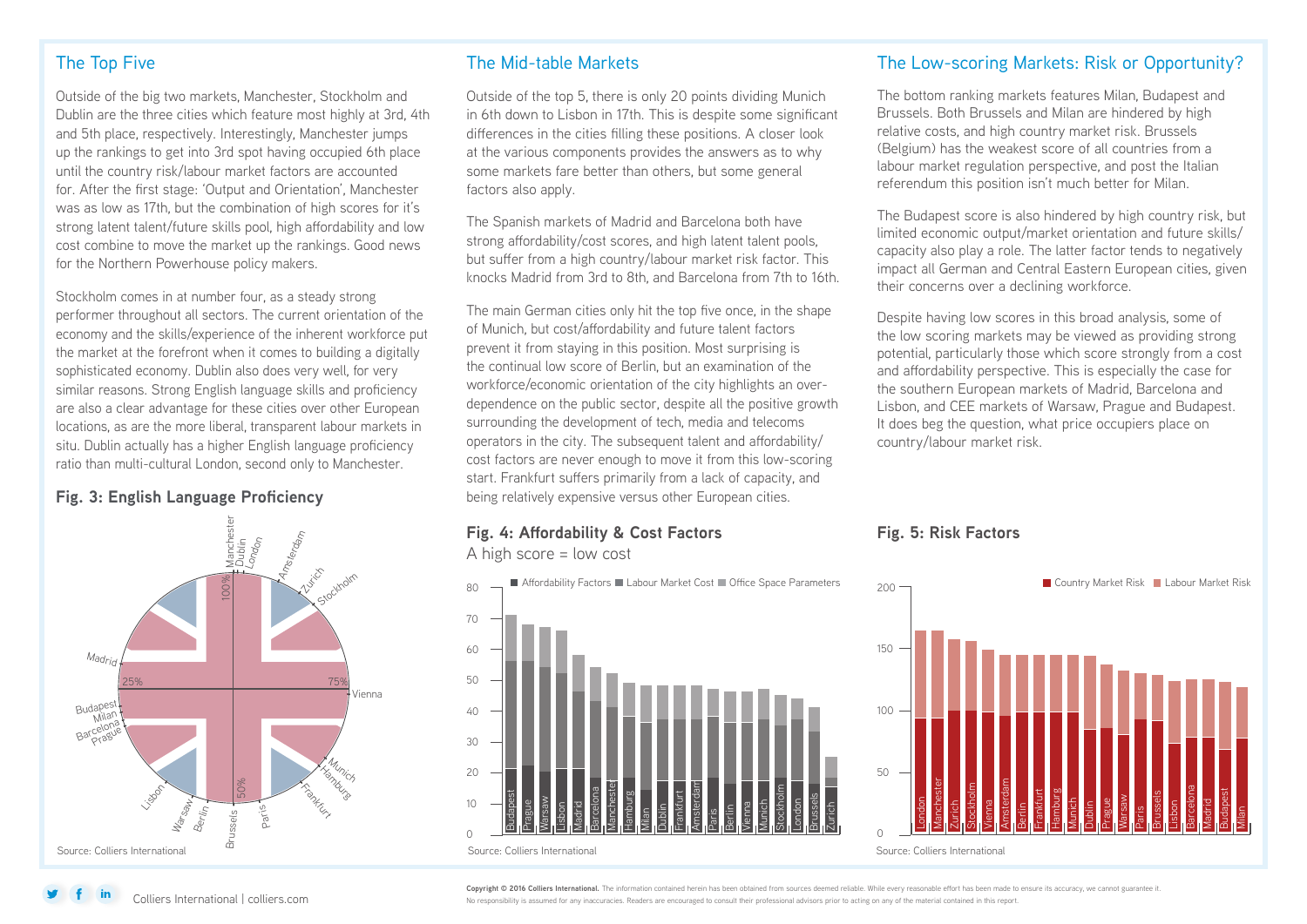## The Top Five

Outside of the big two markets, Manchester, Stockholm and Dublin are the three cities which feature most highly at 3rd, 4th and 5th place, respectively. Interestingly, Manchester jumps up the rankings to get into 3rd spot having occupied 6th place until the country risk/labour market factors are accounted for. After the first stage: 'Output and Orientation', Manchester was as low as 17th, but the combination of high scores for it's strong latent talent/future skills pool, high affordability and low cost combine to move the market up the rankings. Good news for the Northern Powerhouse policy makers.

Stockholm comes in at number four, as a steady strong performer throughout all sectors. The current orientation of the economy and the skills/experience of the inherent workforce put the market at the forefront when it comes to building a digitally sophisticated economy. Dublin also does very well, for very similar reasons. Strong English language skills and proficiency are also a clear advantage for these cities over other European locations, as are the more liberal, transparent labour markets in situ. Dublin actually has a higher English language proficiency ratio than multi-cultural London, second only to Manchester.

**Fig. 3: English Language Proficiency**

Source: Colliers International

## The Mid-table Markets

Outside of the top 5, there is only 20 points dividing Munich in 6th down to Lisbon in 17th. This is despite some significant differences in the cities filling these positions. A closer look at the various components provides the answers as to why some markets fare better than others, but some general factors also apply.

The Spanish markets of Madrid and Barcelona both have strong affordability/cost scores, and high latent talent pools, but suffer from a high country/labour market risk factor. This knocks Madrid from 3rd to 8th, and Barcelona from 7th to 16th.

The main German cities only hit the top five once, in the shape of Munich, but cost/affordability and future talent factors prevent it from staying in this position. Most surprising is the continual low score of Berlin, but an examination of the workforce/economic orientation of the city highlights an over-dependence on the public sector, despite all the positive growth surrounding the development of tech, media and telecoms operators in the city. The subsequent talent and affordability/cost factors are never enough to move it from this low-scoring start. Frankfurt suffers primarily from a lack of capacity, and being relatively expensive versus other European cities.

**Fig. 4: Affordability & Cost Factors**

A high score = low cost

Source: Colliers International

## The Low-scoring Markets: Risk or Opportunity?

The bottom ranking markets features Milan, Budapest and Brussels. Both Brussels and Milan are hindered by high relative costs, and high country market risk. Brussels (Belgium) has the weakest score of all countries from a labour market regulation perspective, and post the Italian referendum this position isn't much better for Milan.

The Budapest score is also hindered by high country risk, but limited economic output/market orientation and future skills/capacity also play a role. The latter factor tends to negatively impact all German and Central Eastern European cities, given their concerns over a declining workforce.

Despite having low scores in this broad analysis, some of the low scoring markets may be viewed as providing strong potential, particularly those which score strongly from a cost and affordability perspective. This is especially the case for the southern European markets of Madrid, Barcelona and Lisbon, and CEE markets of Warsaw, Prague and Budapest. It does beg the question, what price occupiers place on country/labour market risk.

**Fig. 5: Risk Factors**

Source: Colliers International

**Copyright © 2016 Colliers International.** The information contained herein has been obtained from sources deemed reliable. While every reasonable effort has been made to ensure its accuracy, we cannot guarantee it. No responsibility is assumed for any inaccuracies. Readers are encouraged to consult their professional advisors prior to acting on any of the material contained in this report.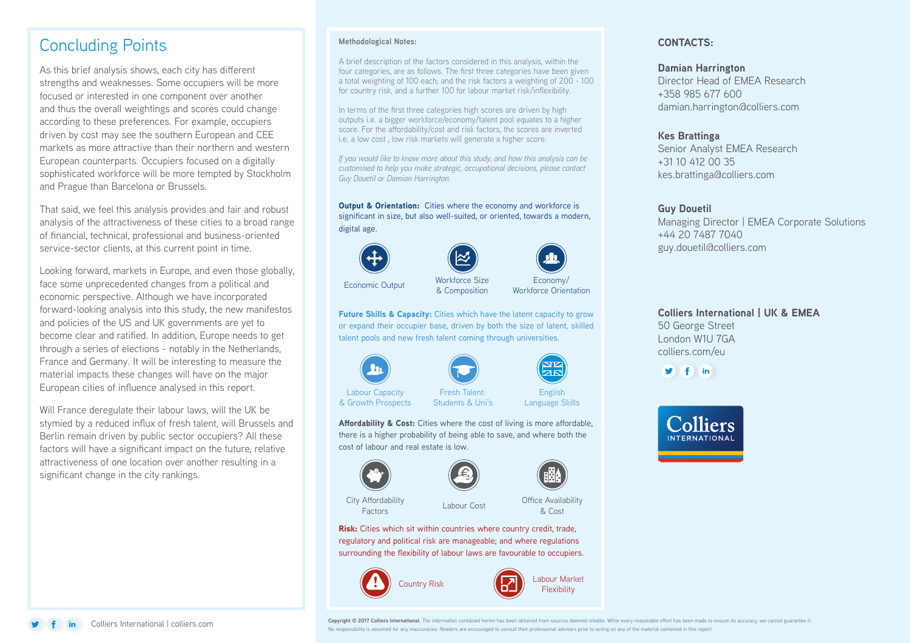## Concluding Points

As this brief analysis shows, each city has different strengths and weaknesses. Some occupiers will be more focused or interested in one component over another and thus the overall weightings and scores could change according to these preferences. For example, occupiers driven by cost may see the southern European and CEE markets as more attractive than their northern and western European counterparts. Occupiers focused on a digitally sophisticated workforce will be more tempted by Stockholm and Prague than Barcelona or Brussels.

That said, we feel this analysis provides and fair and robust analysis of the attractiveness of these cities to a broad range of financial, technical, professional and business-oriented service-sector clients, at this current point in time.

Looking forward, markets in Europe, and even those globally, face some unprecedented changes from a political and economic perspective. Although we have incorporated forward-looking analysis into this study, the new manifestos and policies of the US and UK governments are yet to become clear and ratified. In addition, Europe needs to get through a series of elections - notably in the Netherlands, France and Germany. It will be interesting to measure the material impacts these changes will have on the major European cities of influence analysed in this report.

Will France deregulate their labour laws, will the UK be stymied by a reduced influx of fresh talent, will Brussels and Berlin remain driven by public sector occupiers? All these factors will have a significant impact on the future, relative attractiveness of one location over another resulting in a significant change in the city rankings.

**Methodological Notes:**

A brief description of the factors considered in this analysis, within the four categories, are as follows. The first three categories have been given a total weighting of 100 each; and the risk factors a weighting of 200 - 100 for country risk, and a further 100 for labour market risk/inflexibility.

In terms of the first three categories high scores are driven by high outputs i.e. a bigger workforce/economy/talent pool equates to a higher score. For the affordability/cost and risk factors, the scores are inverted i.e. a low cost , low risk markets will generate a higher score.

*If you would like to know more about this study, and how this analysis can be customised to help you make strategic, occupational decisions, please contact Guy Douetil or Damian Harrington.*

**Output & Orientation:** Cities where the economy and workforce is significant in size, but also well-suited, or oriented, towards a modern, digital age.

Economic Output
Workforce Size & Composition
Economy/ Workforce Orientation

**Future Skills & Capacity:** Cities which have the latent capacity to grow or expand their occupier base, driven by both the size of latent, skilled talent pools and new fresh talent coming through universities.

Labour Capacity & Growth Prospects
Fresh Talent: Students & Uni's
English Language Skills

**Affordability & Cost:** Cities where the cost of living is more affordable, there is a higher probability of being able to save, and where both the cost of labour and real estate is low.

City Affordability Factors
Labour Cost
Office Availability & Cost

**Risk:** Cities which sit within countries where country credit, trade, regulatory and political risk are manageable; and where regulations surrounding the flexibility of labour laws are favourable to occupiers.

Country Risk
Labour Market Flexibility

**CONTACTS:**

**Damian Harrington**
Director Head of EMEA Research
+358 985 677 600
damian.harrington@colliers.com

**Kes Brattinga**
Senior Analyst EMEA Research
+31 10 412 00 35
kes.brattinga@colliers.com

**Guy Douetil**
Managing Director | EMEA Corporate Solutions
+44 20 7487 7040
guy.douetil@colliers.com

**Colliers International | UK & EMEA**
50 George Street
London W1U 7GA
colliers.com/eu

Colliers International | colliers.com

**Copyright © 2017 Colliers International.** The information contained herein has been obtained from sources deemed reliable. While every reasonable effort has been made to ensure its accuracy, we cannot guarantee it. No responsibility is assumed for any inaccuracies. Readers are encouraged to consult their professional advisors prior to acting on any of the material contained in this report.